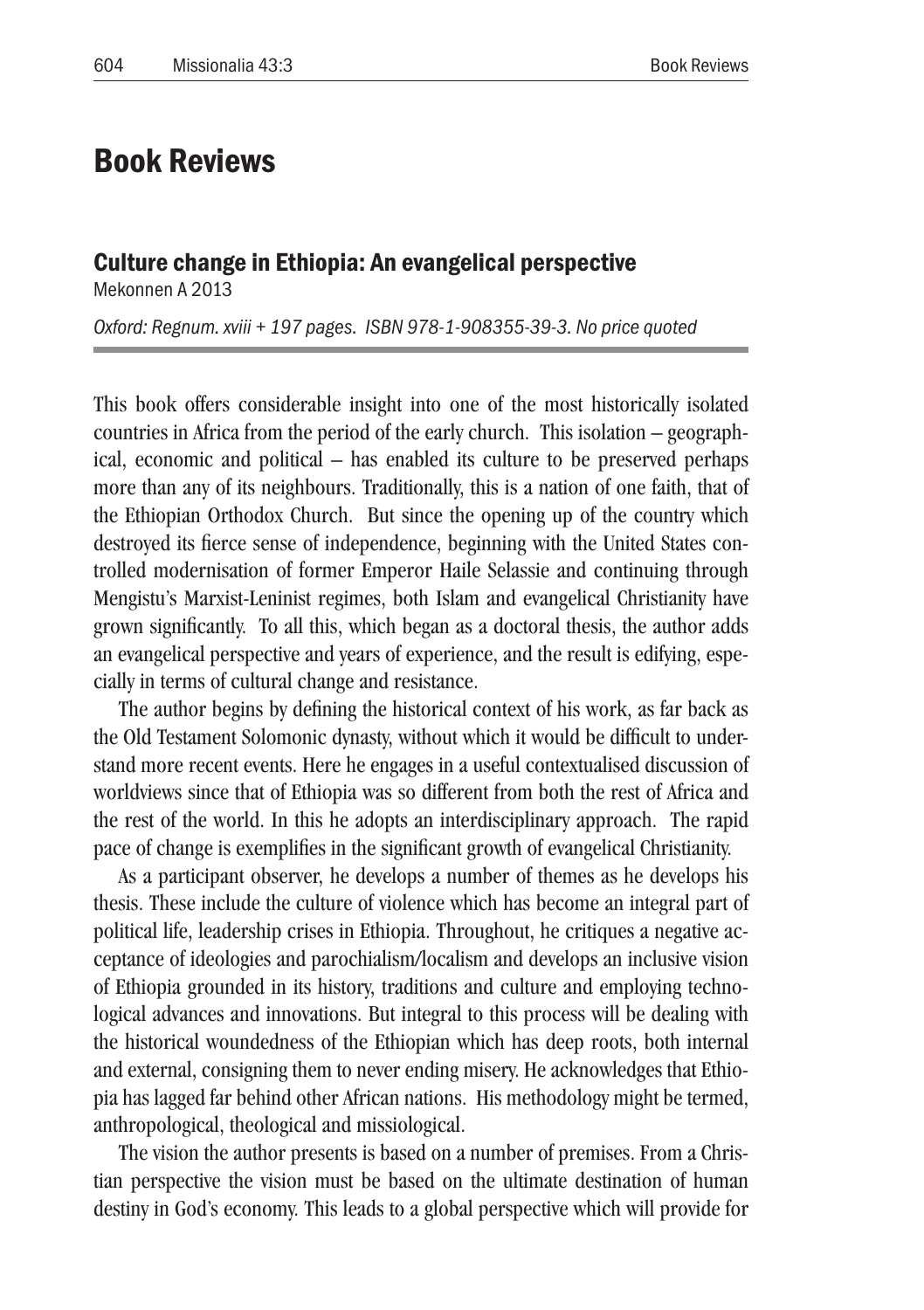# Book Reviews

## Culture change in Ethiopia: An evangelical perspective

Mekonnen A 2013

*Oxford: Regnum. xviii + 197 pages. ISBN 978-1-908355-39-3. No price quoted*

This book offers considerable insight into one of the most historically isolated countries in Africa from the period of the early church. This isolation – geographical, economic and political – has enabled its culture to be preserved perhaps more than any of its neighbours. Traditionally, this is a nation of one faith, that of the Ethiopian Orthodox Church. But since the opening up of the country which destroyed its fierce sense of independence, beginning with the United States controlled modernisation of former Emperor Haile Selassie and continuing through Mengistu's Marxist-Leninist regimes, both Islam and evangelical Christianity have grown significantly. To all this, which began as a doctoral thesis, the author adds an evangelical perspective and years of experience, and the result is edifying, especially in terms of cultural change and resistance.

The author begins by defining the historical context of his work, as far back as the Old Testament Solomonic dynasty, without which it would be difficult to understand more recent events. Here he engages in a useful contextualised discussion of worldviews since that of Ethiopia was so different from both the rest of Africa and the rest of the world. In this he adopts an interdisciplinary approach. The rapid pace of change is exemplifies in the significant growth of evangelical Christianity.

As a participant observer, he develops a number of themes as he develops his thesis. These include the culture of violence which has become an integral part of political life, leadership crises in Ethiopia. Throughout, he critiques a negative acceptance of ideologies and parochialism/localism and develops an inclusive vision of Ethiopia grounded in its history, traditions and culture and employing technological advances and innovations. But integral to this process will be dealing with the historical woundedness of the Ethiopian which has deep roots, both internal and external, consigning them to never ending misery. He acknowledges that Ethiopia has lagged far behind other African nations. His methodology might be termed, anthropological, theological and missiological.

The vision the author presents is based on a number of premises. From a Christian perspective the vision must be based on the ultimate destination of human destiny in God's economy. This leads to a global perspective which will provide for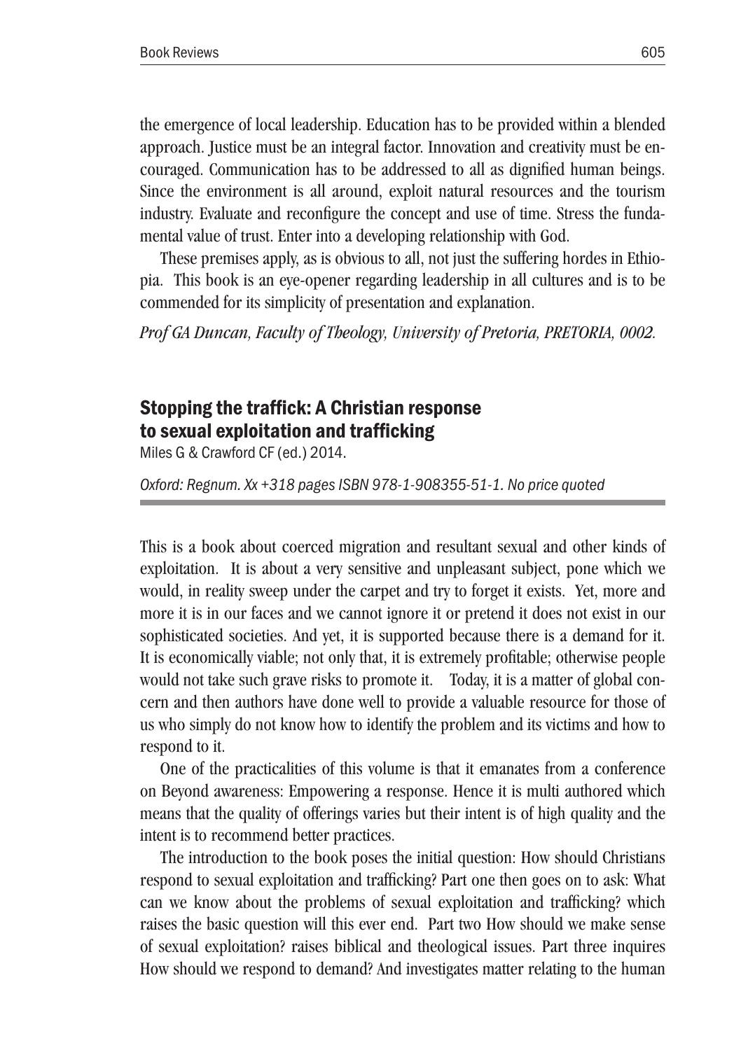the emergence of local leadership. Education has to be provided within a blended approach. Justice must be an integral factor. Innovation and creativity must be encouraged. Communication has to be addressed to all as dignified human beings. Since the environment is all around, exploit natural resources and the tourism industry. Evaluate and reconfigure the concept and use of time. Stress the fundamental value of trust. Enter into a developing relationship with God.

These premises apply, as is obvious to all, not just the suffering hordes in Ethiopia. This book is an eye-opener regarding leadership in all cultures and is to be commended for its simplicity of presentation and explanation.

*Prof GA Duncan, Faculty of Theology, University of Pretoria, PRETORIA, 0002.*

## Stopping the traffick: A Christian response to sexual exploitation and trafficking

Miles G & Crawford CF (ed.) 2014.

*Oxford: Regnum. Xx +318 pages ISBN 978-1-908355-51-1. No price quoted*

This is a book about coerced migration and resultant sexual and other kinds of exploitation. It is about a very sensitive and unpleasant subject, pone which we would, in reality sweep under the carpet and try to forget it exists. Yet, more and more it is in our faces and we cannot ignore it or pretend it does not exist in our sophisticated societies. And yet, it is supported because there is a demand for it. It is economically viable; not only that, it is extremely profitable; otherwise people would not take such grave risks to promote it. Today, it is a matter of global concern and then authors have done well to provide a valuable resource for those of us who simply do not know how to identify the problem and its victims and how to respond to it.

One of the practicalities of this volume is that it emanates from a conference on Beyond awareness: Empowering a response. Hence it is multi authored which means that the quality of offerings varies but their intent is of high quality and the intent is to recommend better practices.

The introduction to the book poses the initial question: How should Christians respond to sexual exploitation and trafficking? Part one then goes on to ask: What can we know about the problems of sexual exploitation and trafficking? which raises the basic question will this ever end. Part two How should we make sense of sexual exploitation? raises biblical and theological issues. Part three inquires How should we respond to demand? And investigates matter relating to the human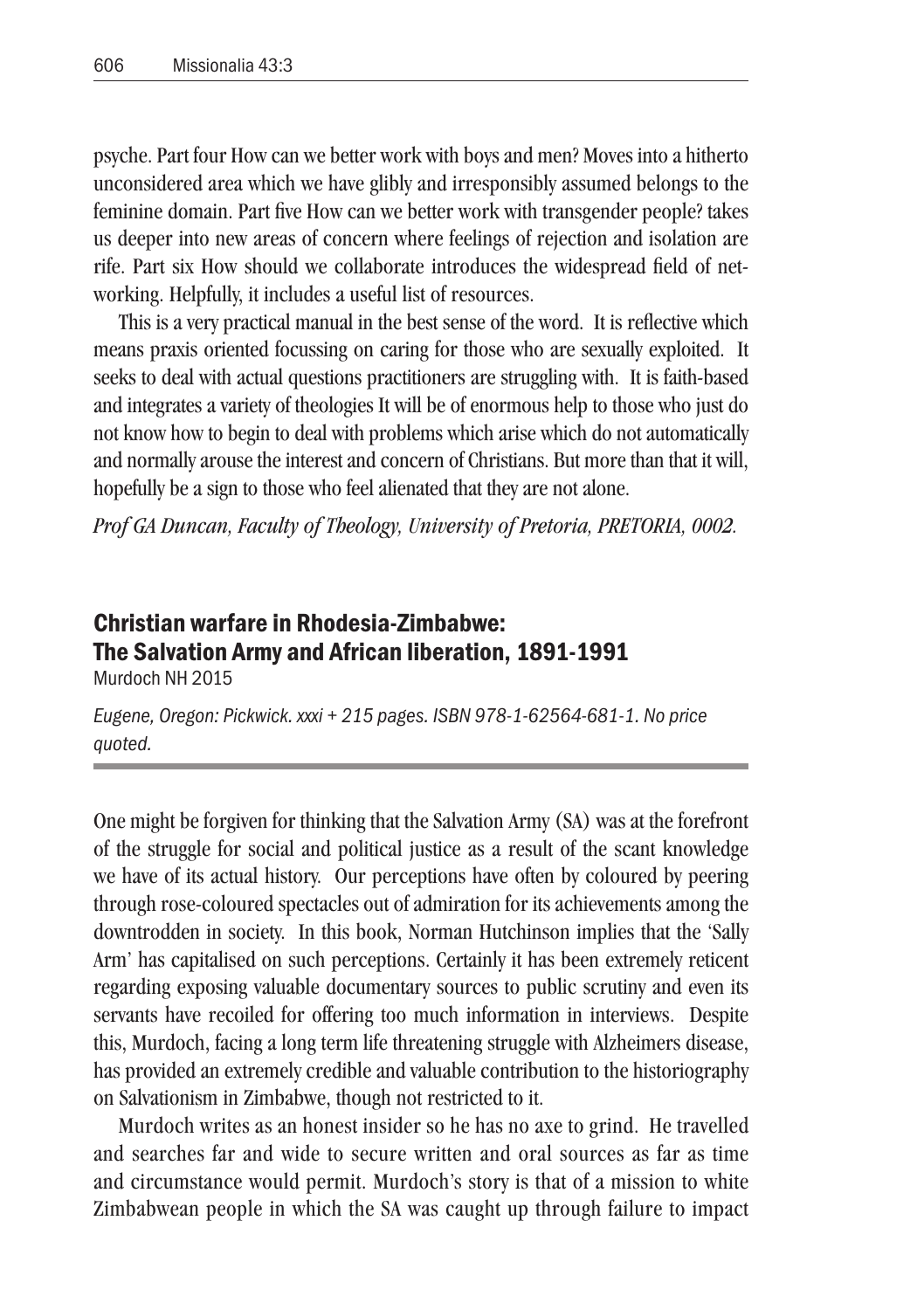psyche. Part four How can we better work with boys and men? Moves into a hitherto unconsidered area which we have glibly and irresponsibly assumed belongs to the feminine domain. Part five How can we better work with transgender people? takes us deeper into new areas of concern where feelings of rejection and isolation are rife. Part six How should we collaborate introduces the widespread field of networking. Helpfully, it includes a useful list of resources.

This is a very practical manual in the best sense of the word. It is reflective which means praxis oriented focussing on caring for those who are sexually exploited. It seeks to deal with actual questions practitioners are struggling with. It is faith-based and integrates a variety of theologies It will be of enormous help to those who just do not know how to begin to deal with problems which arise which do not automatically and normally arouse the interest and concern of Christians. But more than that it will, hopefully be a sign to those who feel alienated that they are not alone.

*Prof GA Duncan, Faculty of Theology, University of Pretoria, PRETORIA, 0002.*

## Christian warfare in Rhodesia-Zimbabwe: The Salvation Army and African liberation, 1891-1991

Murdoch NH 2015

*Eugene, Oregon: Pickwick. xxxi + 215 pages. ISBN 978-1-62564-681-1. No price quoted.*

One might be forgiven for thinking that the Salvation Army (SA) was at the forefront of the struggle for social and political justice as a result of the scant knowledge we have of its actual history. Our perceptions have often by coloured by peering through rose-coloured spectacles out of admiration for its achievements among the downtrodden in society. In this book, Norman Hutchinson implies that the 'Sally Arm' has capitalised on such perceptions. Certainly it has been extremely reticent regarding exposing valuable documentary sources to public scrutiny and even its servants have recoiled for offering too much information in interviews. Despite this, Murdoch, facing a long term life threatening struggle with Alzheimers disease, has provided an extremely credible and valuable contribution to the historiography on Salvationism in Zimbabwe, though not restricted to it.

Murdoch writes as an honest insider so he has no axe to grind. He travelled and searches far and wide to secure written and oral sources as far as time and circumstance would permit. Murdoch's story is that of a mission to white Zimbabwean people in which the SA was caught up through failure to impact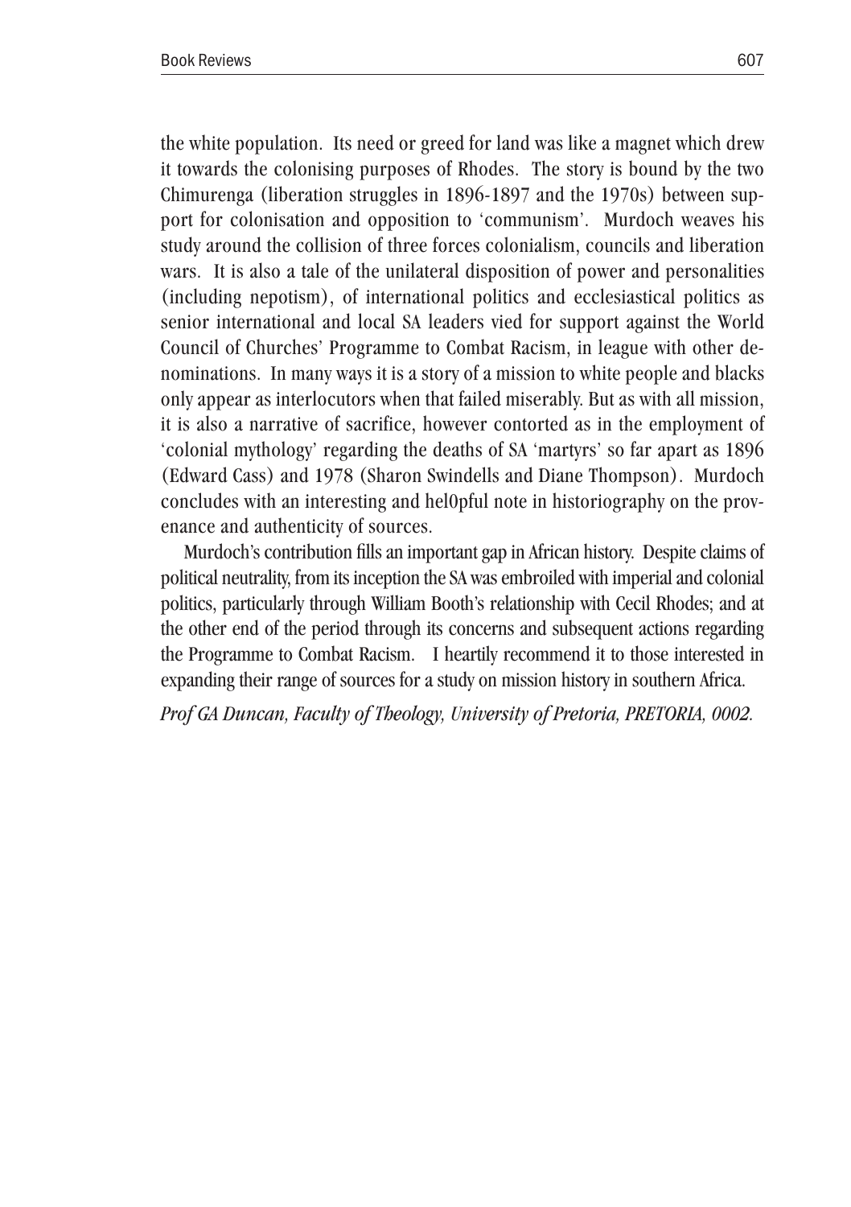the white population. Its need or greed for land was like a magnet which drew it towards the colonising purposes of Rhodes. The story is bound by the two Chimurenga (liberation struggles in 1896-1897 and the 1970s) between support for colonisation and opposition to 'communism'. Murdoch weaves his study around the collision of three forces colonialism, councils and liberation wars. It is also a tale of the unilateral disposition of power and personalities (including nepotism), of international politics and ecclesiastical politics as senior international and local SA leaders vied for support against the World Council of Churches' Programme to Combat Racism, in league with other denominations. In many ways it is a story of a mission to white people and blacks only appear as interlocutors when that failed miserably. But as with all mission, it is also a narrative of sacrifice, however contorted as in the employment of 'colonial mythology' regarding the deaths of SA 'martyrs' so far apart as 1896 (Edward Cass) and 1978 (Sharon Swindells and Diane Thompson). Murdoch concludes with an interesting and hel0pful note in historiography on the provenance and authenticity of sources.

Murdoch's contribution fills an important gap in African history. Despite claims of political neutrality, from its inception the SA was embroiled with imperial and colonial politics, particularly through William Booth's relationship with Cecil Rhodes; and at the other end of the period through its concerns and subsequent actions regarding the Programme to Combat Racism. I heartily recommend it to those interested in expanding their range of sources for a study on mission history in southern Africa.

*Prof GA Duncan, Faculty of Theology, University of Pretoria, PRETORIA, 0002.*